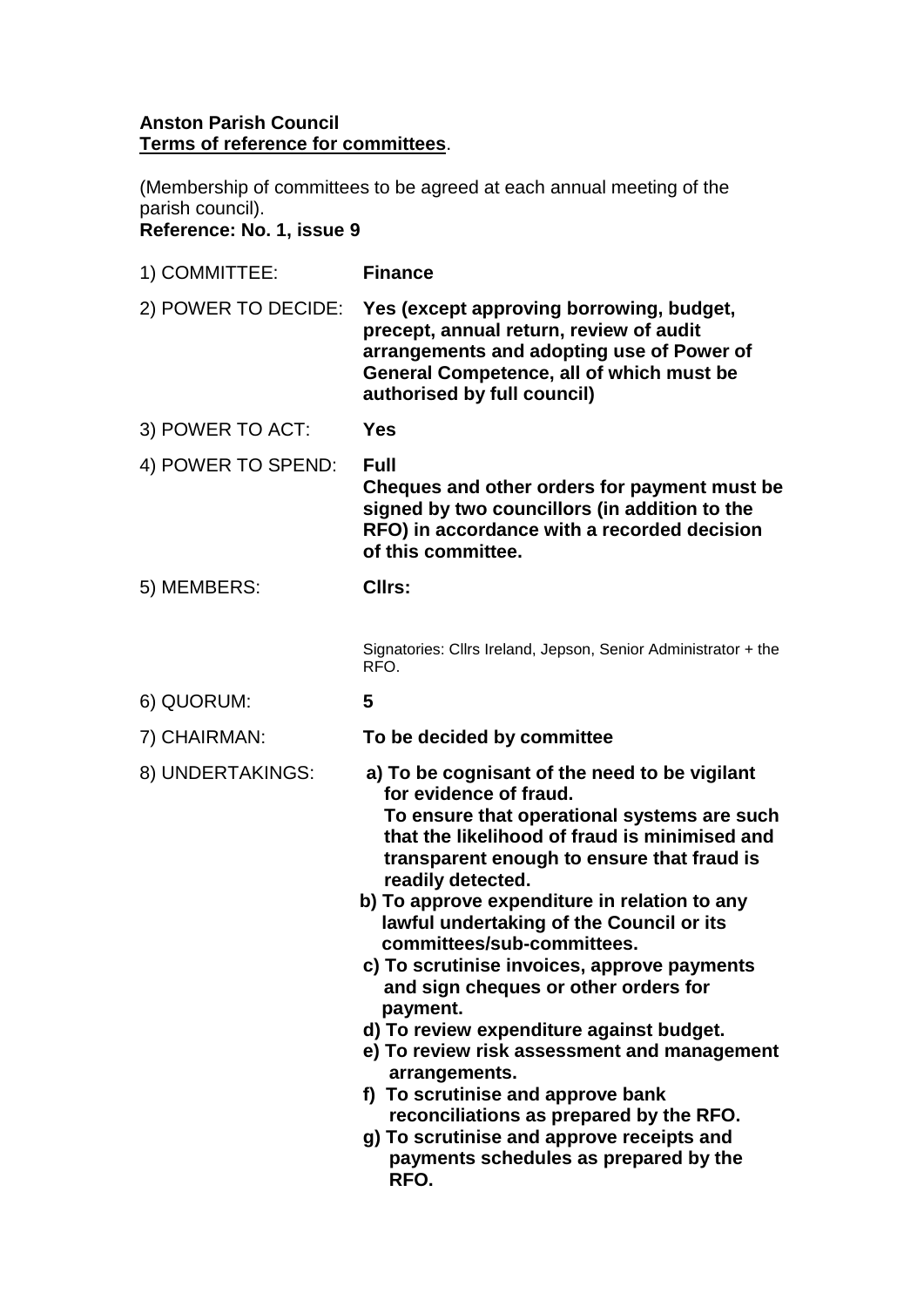**Anston Parish Council**
**<u>Terms of reference for committees</u>**.

(Membership of committees to be agreed at each annual meeting of the parish council).
**Reference: No. 1, issue 9**

| | |
|---|---|
| 1) COMMITTEE: | **Finance** |
| 2) POWER TO DECIDE: | **Yes (except approving borrowing, budget, precept, annual return, review of audit arrangements and adopting use of Power of General Competence, all of which must be authorised by full council)** |
| 3) POWER TO ACT: | **Yes** |
| 4) POWER TO SPEND: | **Full**<br>**Cheques and other orders for payment must be signed by two councillors (in addition to the RFO) in accordance with a recorded decision of this committee.** |
| 5) MEMBERS: | **Cllrs:**<br><br>Signatories: Cllrs Ireland, Jepson, Senior Administrator + the RFO. |
| 6) QUORUM: | **5** |
| 7) CHAIRMAN: | **To be decided by committee** |
| 8) UNDERTAKINGS: | **a) To be cognisant of the need to be vigilant for evidence of fraud.**<br>**To ensure that operational systems are such that the likelihood of fraud is minimised and transparent enough to ensure that fraud is readily detected.**<br>**b) To approve expenditure in relation to any lawful undertaking of the Council or its committees/sub-committees.**<br>**c) To scrutinise invoices, approve payments and sign cheques or other orders for payment.**<br>**d) To review expenditure against budget.**<br>**e) To review risk assessment and management arrangements.**<br>**f) To scrutinise and approve bank reconciliations as prepared by the RFO.**<br>**g) To scrutinise and approve receipts and payments schedules as prepared by the RFO.** |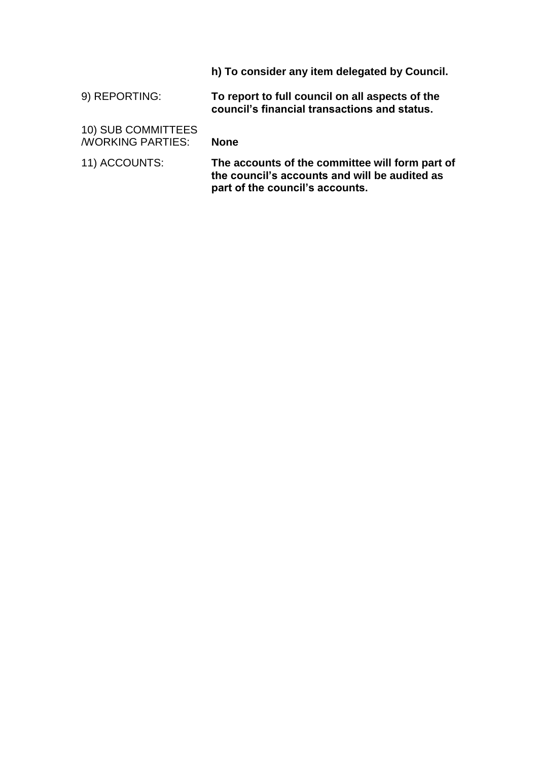**h) To consider any item delegated by Council.**

| | |
|---|---|
| 9) REPORTING: | **To report to full council on all aspects of the council's financial transactions and status.** |
| 10) SUB COMMITTEES /WORKING PARTIES: | **None** |
| 11) ACCOUNTS: | **The accounts of the committee will form part of the council's accounts and will be audited as part of the council's accounts.** |